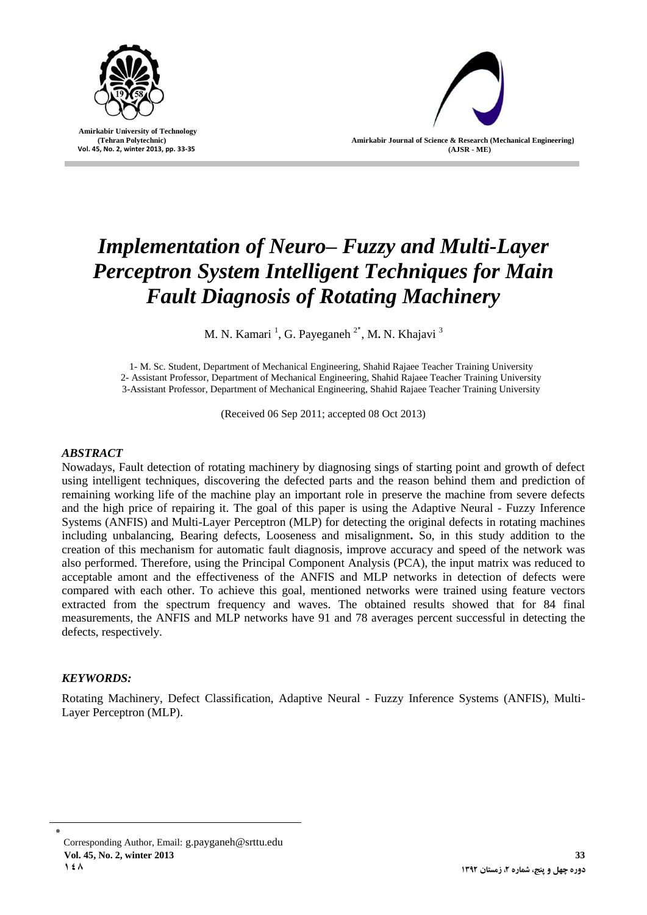# *Implementation of Neuro– Fuzzy and Multi-Layer Perceptron System Intelligent Techniques for Main Fault Diagnosis of Rotating Machinery*

M. N. Kamari [1], G. Payeganeh [2*], M. N. Khajavi [3]

1- M. Sc. Student, Department of Mechanical Engineering, Shahid Rajaee Teacher Training University
2- Assistant Professor, Department of Mechanical Engineering, Shahid Rajaee Teacher Training University
3-Assistant Professor, Department of Mechanical Engineering, Shahid Rajaee Teacher Training University

(Received 06 Sep 2011; accepted 08 Oct 2013)

### *ABSTRACT*

Nowadays, Fault detection of rotating machinery by diagnosing sings of starting point and growth of defect using intelligent techniques, discovering the defected parts and the reason behind them and prediction of remaining working life of the machine play an important role in preserve the machine from severe defects and the high price of repairing it. The goal of this paper is using the Adaptive Neural - Fuzzy Inference Systems (ANFIS) and Multi-Layer Perceptron (MLP) for detecting the original defects in rotating machines including unbalancing, Bearing defects, Looseness and misalignment**.** So, in this study addition to the creation of this mechanism for automatic fault diagnosis, improve accuracy and speed of the network was also performed. Therefore, using the Principal Component Analysis (PCA), the input matrix was reduced to acceptable amont and the effectiveness of the ANFIS and MLP networks in detection of defects were compared with each other. To achieve this goal, mentioned networks were trained using feature vectors extracted from the spectrum frequency and waves. The obtained results showed that for 84 final measurements, the ANFIS and MLP networks have 91 and 78 averages percent successful in detecting the defects, respectively.

### *KEYWORDS:*

Rotating Machinery, Defect Classification, Adaptive Neural - Fuzzy Inference Systems (ANFIS), Multi-Layer Perceptron (MLP).

[*] Corresponding Author, Email: g.payganeh@srttu.edu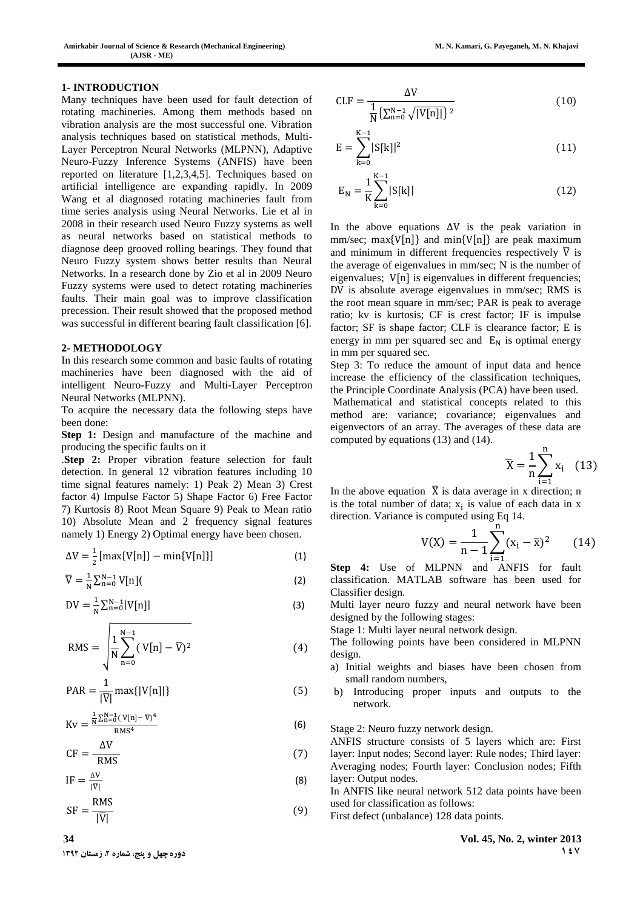## 1- INTRODUCTION

Many techniques have been used for fault detection of rotating machineries. Among them methods based on vibration analysis are the most successful one. Vibration analysis techniques based on statistical methods, Multi-Layer Perceptron Neural Networks (MLPNN), Adaptive Neuro-Fuzzy Inference Systems (ANFIS) have been reported on literature [1,2,3,4,5]. Techniques based on artificial intelligence are expanding rapidly. In 2009 Wang et al diagnosed rotating machineries fault from time series analysis using Neural Networks. Lie et al in 2008 in their research used Neuro Fuzzy systems as well as neural networks based on statistical methods to diagnose deep grooved rolling bearings. They found that Neuro Fuzzy system shows better results than Neural Networks. In a research done by Zio et al in 2009 Neuro Fuzzy systems were used to detect rotating machineries faults. Their main goal was to improve classification precession. Their result showed that the proposed method was successful in different bearing fault classification [6].

## 2- METHODOLOGY

In this research some common and basic faults of rotating machineries have been diagnosed with the aid of intelligent Neuro-Fuzzy and Multi-Layer Perceptron Neural Networks (MLPNN).

To acquire the necessary data the following steps have been done:

**Step 1:** Design and manufacture of the machine and producing the specific faults on it

.**Step 2:** Proper vibration feature selection for fault detection. In general 12 vibration features including 10 time signal features namely: 1) Peak 2) Mean 3) Crest factor 4) Impulse Factor 5) Shape Factor 6) Free Factor 7) Kurtosis 8) Root Mean Square 9) Peak to Mean ratio 10) Absolute Mean and 2 frequency signal features namely 1) Energy 2) Optimal energy have been chosen.

$$\Delta V = \frac{1}{2}\left[\max\{V[n]\} - \min\{V[n]\}\right] \tag{1}$$

$$\overline{V} = \frac{1}{N}\sum_{n=0}^{N-1} V[n]( \tag{2}$$

$$DV = \frac{1}{N}\sum_{n=0}^{N-1}|V[n]| \tag{3}$$

$$RMS = \sqrt{\frac{1}{N}\sum_{n=0}^{N-1}(V[n] - \overline{V})^2} \tag{4}$$

$$PAR = \frac{1}{|\overline{V}|}\max\{|V[n]|\} \tag{5}$$

$$Kv = \frac{\frac{1}{N}\sum_{n=0}^{N-1}(V[n] - \overline{V})^4}{RMS^4} \tag{6}$$

$$CF = \frac{\Delta V}{RMS} \tag{7}$$

$$IF = \frac{\Delta V}{|\overline{V}|} \tag{8}$$

$$SF = \frac{RMS}{|\overline{V}|} \tag{9}$$

$$CLF = \frac{\Delta V}{\frac{1}{N}\left\{\sum_{n=0}^{N-1}\sqrt{|V[n]|}\right\}^2} \tag{10}$$

$$E = \sum_{k=0}^{K-1}|S[k]|^2 \tag{11}$$

$$E_N = \frac{1}{K}\sum_{k=0}^{K-1}|S[k]| \tag{12}$$

In the above equations $\Delta V$ is the peak variation in mm/sec; $\max\{V[n]\}$ and $\min\{V[n]\}$ are peak maximum and minimum in different frequencies respectively $\overline{V}$ is the average of eigenvalues in mm/sec; N is the number of eigenvalues; $V[n]$ is eigenvalues in different frequencies; DV is absolute average eigenvalues in mm/sec; RMS is the root mean square in mm/sec; PAR is peak to average ratio; kv is kurtosis; CF is crest factor; IF is impulse factor; SF is shape factor; CLF is clearance factor; E is energy in mm per squared sec and $E_N$ is optimal energy in mm per squared sec.

Step 3: To reduce the amount of input data and hence increase the efficiency of the classification techniques, the Principle Coordinate Analysis (PCA) have been used. Mathematical and statistical concepts related to this method are: variance; covariance; eigenvalues and eigenvectors of an array. The averages of these data are computed by equations (13) and (14).

$$\overline{X} = \frac{1}{n}\sum_{i=1}^{n} x_i \tag{13}$$

In the above equation $\overline{X}$ is data average in x direction; n is the total number of data; $x_i$ is value of each data in x direction. Variance is computed using Eq 14.

$$V(X) = \frac{1}{n-1}\sum_{i=1}^{n}(x_i - \overline{x})^2 \tag{14}$$

**Step 4:** Use of MLPNN and ANFIS for fault classification. MATLAB software has been used for Classifier design.

Multi layer neuro fuzzy and neural network have been designed by the following stages:

Stage 1: Multi layer neural network design.

The following points have been considered in MLPNN design.

a) Initial weights and biases have been chosen from small random numbers,
b) Introducing proper inputs and outputs to the network.

Stage 2: Neuro fuzzy network design.

ANFIS structure consists of 5 layers which are: First layer: Input nodes; Second layer: Rule nodes; Third layer: Averaging nodes; Fourth layer: Conclusion nodes; Fifth layer: Output nodes.

In ANFIS like neural network 512 data points have been used for classification as follows:

First defect (unbalance) 128 data points.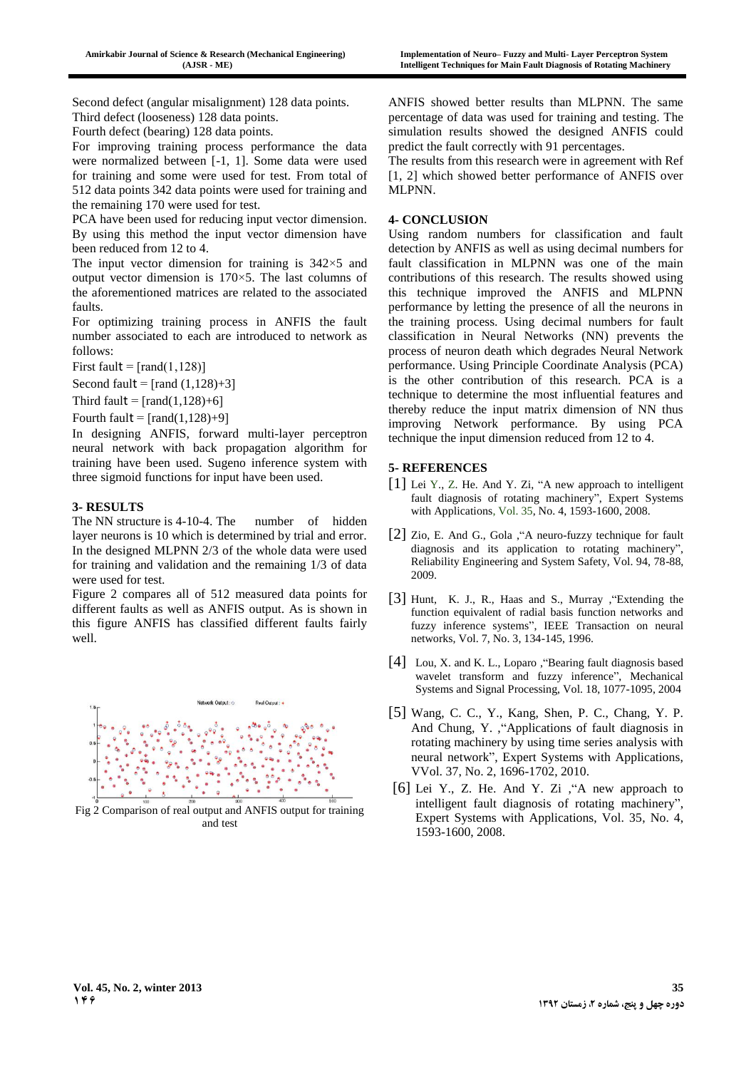Second defect (angular misalignment) 128 data points.
Third defect (looseness) 128 data points.
Fourth defect (bearing) 128 data points.

For improving training process performance the data were normalized between [-1, 1]. Some data were used for training and some were used for test. From total of 512 data points 342 data points were used for training and the remaining 170 were used for test.

PCA have been used for reducing input vector dimension. By using this method the input vector dimension have been reduced from 12 to 4.

The input vector dimension for training is $342\times5$ and output vector dimension is $170\times5$. The last columns of the aforementioned matrices are related to the associated faults.

For optimizing training process in ANFIS the fault number associated to each are introduced to network as follows:

First fault = [rand(1,128)]

Second fault = [rand (1,128)+3]

Third fault = [rand(1,128)+6]

Fourth fault = [rand(1,128)+9]

In designing ANFIS, forward multi-layer perceptron neural network with back propagation algorithm for training have been used. Sugeno inference system with three sigmoid functions for input have been used.

## 3- RESULTS

The NN structure is 4-10-4. The number of hidden layer neurons is 10 which is determined by trial and error. In the designed MLPNN 2/3 of the whole data were used for training and validation and the remaining 1/3 of data were used for test.

Figure 2 compares all of 512 measured data points for different faults as well as ANFIS output. As is shown in this figure ANFIS has classified different faults fairly well.

Network Output : o Real Output : +

Fig 2 Comparison of real output and ANFIS output for training and test

ANFIS showed better results than MLPNN. The same percentage of data was used for training and testing. The simulation results showed the designed ANFIS could predict the fault correctly with 91 percentages.

The results from this research were in agreement with Ref [1, 2] which showed better performance of ANFIS over MLPNN.

## 4- CONCLUSION

Using random numbers for classification and fault detection by ANFIS as well as using decimal numbers for fault classification in MLPNN was one of the main contributions of this research. The results showed using this technique improved the ANFIS and MLPNN performance by letting the presence of all the neurons in the training process. Using decimal numbers for fault classification in Neural Networks (NN) prevents the process of neuron death which degrades Neural Network performance. Using Principle Coordinate Analysis (PCA) is the other contribution of this research. PCA is a technique to determine the most influential features and thereby reduce the input matrix dimension of NN thus improving Network performance. By using PCA technique the input dimension reduced from 12 to 4.

## 5- REFERENCES

[1] Lei Y., Z. He. And Y. Zi, "A new approach to intelligent fault diagnosis of rotating machinery", Expert Systems with Applications, Vol. 35, No. 4, 1593-1600, 2008.

[2] Zio, E. And G., Gola ,"A neuro-fuzzy technique for fault diagnosis and its application to rotating machinery", Reliability Engineering and System Safety, Vol. 94, 78-88, 2009.

[3] Hunt, K. J., R., Haas and S., Murray ,"Extending the function equivalent of radial basis function networks and fuzzy inference systems", IEEE Transaction on neural networks, Vol. 7, No. 3, 134-145, 1996.

[4] Lou, X. and K. L., Loparo ,"Bearing fault diagnosis based wavelet transform and fuzzy inference", Mechanical Systems and Signal Processing, Vol. 18, 1077-1095, 2004

[5] Wang, C. C., Y., Kang, Shen, P. C., Chang, Y. P. And Chung, Y. ,"Applications of fault diagnosis in rotating machinery by using time series analysis with neural network", Expert Systems with Applications, VVol. 37, No. 2, 1696-1702, 2010.

[6] Lei Y., Z. He. And Y. Zi ,"A new approach to intelligent fault diagnosis of rotating machinery", Expert Systems with Applications, Vol. 35, No. 4, 1593-1600, 2008.